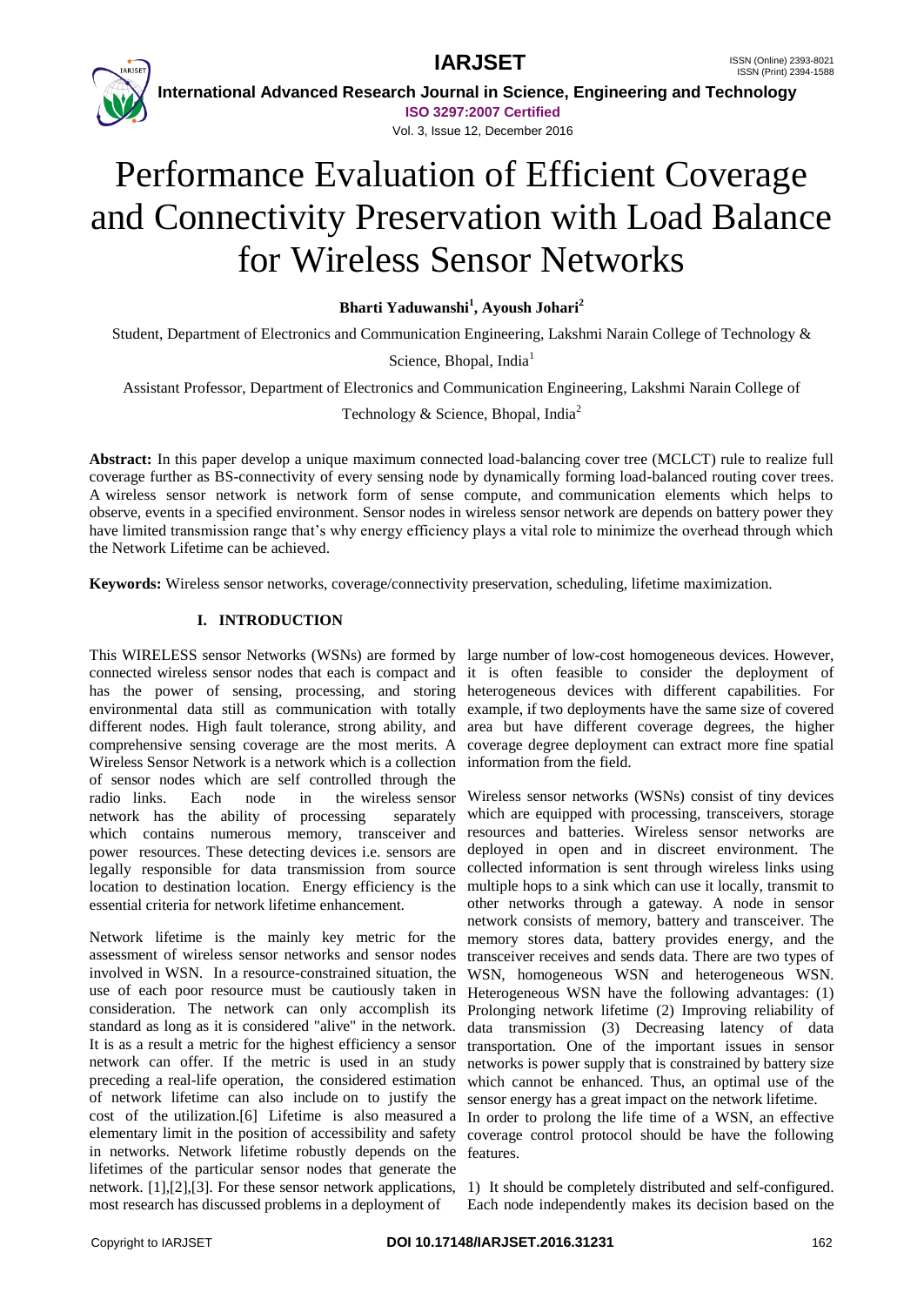# Performance Evaluation of Efficient Coverage and Connectivity Preservation with Load Balance for Wireless Sensor Networks

**Bharti Yaduwanshi[1], Ayoush Johari[2]**

Student, Department of Electronics and Communication Engineering, Lakshmi Narain College of Technology & Science, Bhopal, India[1]

Assistant Professor, Department of Electronics and Communication Engineering, Lakshmi Narain College of Technology & Science, Bhopal, India[2]

**Abstract:** In this paper develop a unique maximum connected load-balancing cover tree (MCLCT) rule to realize full coverage further as BS-connectivity of every sensing node by dynamically forming load-balanced routing cover trees. A wireless sensor network is network form of sense compute, and communication elements which helps to observe, events in a specified environment. Sensor nodes in wireless sensor network are depends on battery power they have limited transmission range that's why energy efficiency plays a vital role to minimize the overhead through which the Network Lifetime can be achieved.

**Keywords:** Wireless sensor networks, coverage/connectivity preservation, scheduling, lifetime maximization.

## I. INTRODUCTION

This WIRELESS sensor Networks (WSNs) are formed by connected wireless sensor nodes that each is compact and has the power of sensing, processing, and storing environmental data still as communication with totally different nodes. High fault tolerance, strong ability, and comprehensive sensing coverage are the most merits. A Wireless Sensor Network is a network which is a collection of sensor nodes which are self controlled through the radio links. Each node in the wireless sensor network has the ability of processing separately which contains numerous memory, transceiver and power resources. These detecting devices i.e. sensors are legally responsible for data transmission from source location to destination location. Energy efficiency is the essential criteria for network lifetime enhancement.

Network lifetime is the mainly key metric for the assessment of wireless sensor networks and sensor nodes involved in WSN. In a resource-constrained situation, the use of each poor resource must be cautiously taken in consideration. The network can only accomplish its standard as long as it is considered "alive" in the network. It is as a result a metric for the highest efficiency a sensor network can offer. If the metric is used in an study preceding a real-life operation, the considered estimation of network lifetime can also include on to justify the cost of the utilization.[6] Lifetime is also measured a elementary limit in the position of accessibility and safety in networks. Network lifetime robustly depends on the lifetimes of the particular sensor nodes that generate the network. [1],[2],[3]. For these sensor network applications, most research has discussed problems in a deployment of large number of low-cost homogeneous devices. However, it is often feasible to consider the deployment of heterogeneous devices with different capabilities. For example, if two deployments have the same size of covered area but have different coverage degrees, the higher coverage degree deployment can extract more fine spatial information from the field.

Wireless sensor networks (WSNs) consist of tiny devices which are equipped with processing, transceivers, storage resources and batteries. Wireless sensor networks are deployed in open and in discreet environment. The collected information is sent through wireless links using multiple hops to a sink which can use it locally, transmit to other networks through a gateway. A node in sensor network consists of memory, battery and transceiver. The memory stores data, battery provides energy, and the transceiver receives and sends data. There are two types of WSN, homogeneous WSN and heterogeneous WSN. Heterogeneous WSN have the following advantages: (1) Prolonging network lifetime (2) Improving reliability of data transmission (3) Decreasing latency of data transportation. One of the important issues in sensor networks is power supply that is constrained by battery size which cannot be enhanced. Thus, an optimal use of the sensor energy has a great impact on the network lifetime.
In order to prolong the life time of a WSN, an effective coverage control protocol should be have the following features.

1) It should be completely distributed and self-configured. Each node independently makes its decision based on the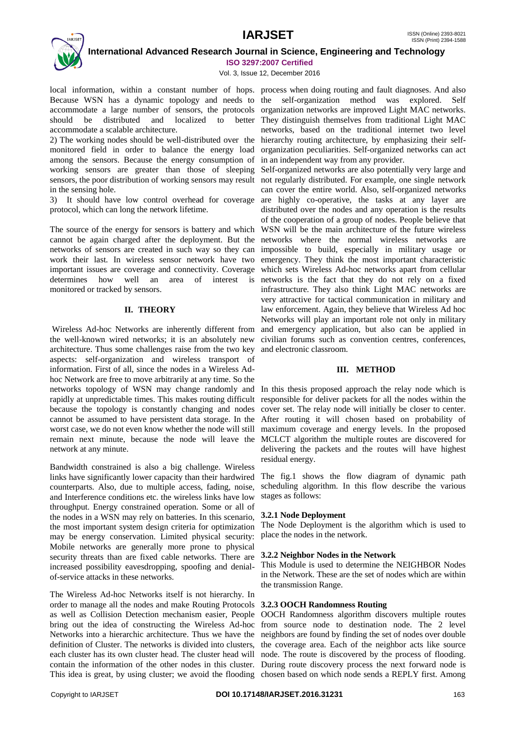local information, within a constant number of hops. Because WSN has a dynamic topology and needs to accommodate a large number of sensors, the protocols should be distributed and localized to better accommodate a scalable architecture.

2) The working nodes should be well-distributed over the monitored field in order to balance the energy load among the sensors. Because the energy consumption of working sensors are greater than those of sleeping sensors, the poor distribution of working sensors may result in the sensing hole.

3) It should have low control overhead for coverage protocol, which can long the network lifetime.

The source of the energy for sensors is battery and which cannot be again charged after the deployment. But the networks of sensors are created in such way so they can work their last. In wireless sensor network have two important issues are coverage and connectivity. Coverage determines how well an area of interest is monitored or tracked by sensors.

## II. THEORY

Wireless Ad-hoc Networks are inherently different from the well-known wired networks; it is an absolutely new architecture. Thus some challenges raise from the two key aspects: self-organization and wireless transport of information. First of all, since the nodes in a Wireless Ad-hoc Network are free to move arbitrarily at any time. So the networks topology of WSN may change randomly and rapidly at unpredictable times. This makes routing difficult because the topology is constantly changing and nodes cannot be assumed to have persistent data storage. In the worst case, we do not even know whether the node will still remain next minute, because the node will leave the network at any minute.

Bandwidth constrained is also a big challenge. Wireless links have significantly lower capacity than their hardwired counterparts. Also, due to multiple access, fading, noise, and Interference conditions etc. the wireless links have low throughput. Energy constrained operation. Some or all of the nodes in a WSN may rely on batteries. In this scenario, the most important system design criteria for optimization may be energy conservation. Limited physical security: Mobile networks are generally more prone to physical security threats than are fixed cable networks. There are increased possibility eavesdropping, spoofing and denial-of-service attacks in these networks.

The Wireless Ad-hoc Networks itself is not hierarchy. In order to manage all the nodes and make Routing Protocols as well as Collision Detection mechanism easier, People bring out the idea of constructing the Wireless Ad-hoc Networks into a hierarchic architecture. Thus we have the definition of Cluster. The networks is divided into clusters, each cluster has its own cluster head. The cluster head will contain the information of the other nodes in this cluster. This idea is great, by using cluster; we avoid the flooding process when doing routing and fault diagnoses. And also the self-organization method was explored. Self organization networks are improved Light MAC networks. They distinguish themselves from traditional Light MAC networks, based on the traditional internet two level hierarchy routing architecture, by emphasizing their self-organization peculiarities. Self-organized networks can act in an independent way from any provider.

Self-organized networks are also potentially very large and not regularly distributed. For example, one single network can cover the entire world. Also, self-organized networks are highly co-operative, the tasks at any layer are distributed over the nodes and any operation is the results of the cooperation of a group of nodes. People believe that WSN will be the main architecture of the future wireless networks where the normal wireless networks are impossible to build, especially in military usage or emergency. They think the most important characteristic which sets Wireless Ad-hoc networks apart from cellular networks is the fact that they do not rely on a fixed infrastructure. They also think Light MAC networks are very attractive for tactical communication in military and law enforcement. Again, they believe that Wireless Ad hoc Networks will play an important role not only in military and emergency application, but also can be applied in civilian forums such as convention centres, conferences, and electronic classroom.

## III. METHOD

In this thesis proposed approach the relay node which is responsible for deliver packets for all the nodes within the cover set. The relay node will initially be closer to center. After routing it will chosen based on probability of maximum coverage and energy levels. In the proposed MCLCT algorithm the multiple routes are discovered for delivering the packets and the routes will have highest residual energy.

The fig.1 shows the flow diagram of dynamic path scheduling algorithm. In this flow describe the various stages as follows:

### 3.2.1 Node Deployment

The Node Deployment is the algorithm which is used to place the nodes in the network.

### 3.2.2 Neighbor Nodes in the Network

This Module is used to determine the NEIGHBOR Nodes in the Network. These are the set of nodes which are within the transmission Range.

### 3.2.3 OOCH Randomness Routing

OOCH Randomness algorithm discovers multiple routes from source node to destination node. The 2 level neighbors are found by finding the set of nodes over double the coverage area. Each of the neighbor acts like source node. The route is discovered by the process of flooding. During route discovery process the next forward node is chosen based on which node sends a REPLY first. Among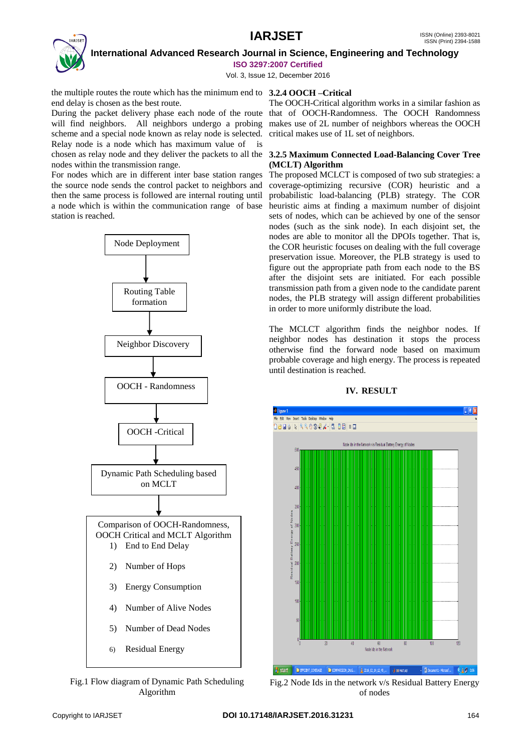the multiple routes the route which has the minimum end to end delay is chosen as the best route.

During the packet delivery phase each node of the route will find neighbors. All neighbors undergo a probing scheme and a special node known as relay node is selected. Relay node is a node which has maximum value of is chosen as relay node and they deliver the packets to all the nodes within the transmission range.

For nodes which are in different inter base station ranges the source node sends the control packet to neighbors and then the same process is followed are internal routing until a node which is within the communication range of base station is reached.

Node Deployment → Routing Table formation → Neighbor Discovery → OOCH - Randomness → OOCH -Critical → Dynamic Path Scheduling based on MCLT → Comparison of OOCH-Randomness, OOCH Critical and MCLT Algorithm

1) End to End Delay
2) Number of Hops
3) Energy Consumption
4) Number of Alive Nodes
5) Number of Dead Nodes
6) Residual Energy

Fig.1 Flow diagram of Dynamic Path Scheduling Algorithm

### 3.2.4 OOCH –Critical

The OOCH-Critical algorithm works in a similar fashion as that of OOCH-Randomness. The OOCH Randomness makes use of 2L number of neighbors whereas the OOCH critical makes use of 1L set of neighbors.

### 3.2.5 Maximum Connected Load-Balancing Cover Tree (MCLT) Algorithm

The proposed MCLCT is composed of two sub strategies: a coverage-optimizing recursive (COR) heuristic and a probabilistic load-balancing (PLB) strategy. The COR heuristic aims at finding a maximum number of disjoint sets of nodes, which can be achieved by one of the sensor nodes (such as the sink node). In each disjoint set, the nodes are able to monitor all the DPOIs together. That is, the COR heuristic focuses on dealing with the full coverage preservation issue. Moreover, the PLB strategy is used to figure out the appropriate path from each node to the BS after the disjoint sets are initiated. For each possible transmission path from a given node to the candidate parent nodes, the PLB strategy will assign different probabilities in order to more uniformly distribute the load.

The MCLCT algorithm finds the neighbor nodes. If neighbor nodes has destination it stops the process otherwise find the forward node based on maximum probable coverage and high energy. The process is repeated until destination is reached.

## IV. RESULT

Fig.2 Node Ids in the network v/s Residual Battery Energy of nodes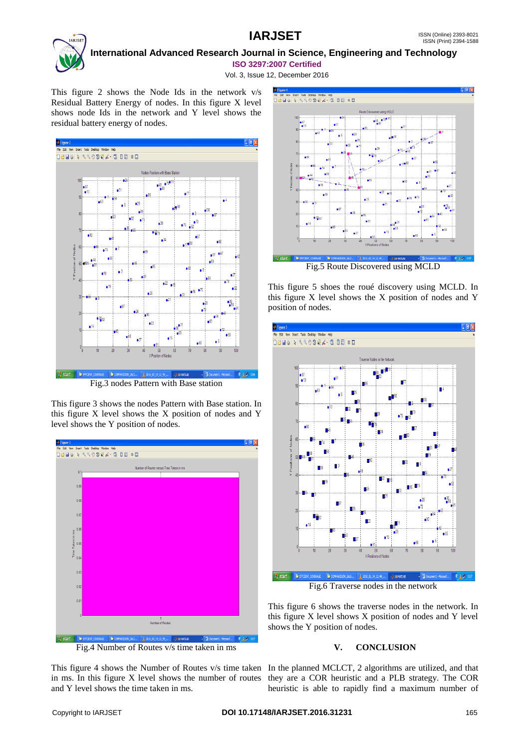This figure 2 shows the Node Ids in the network v/s Residual Battery Energy of nodes. In this figure X level shows node Ids in the network and Y level shows the residual battery energy of nodes.

Fig.3 nodes Pattern with Base station

This figure 3 shows the nodes Pattern with Base station. In this figure X level shows the X position of nodes and Y level shows the Y position of nodes.

Fig.4 Number of Routes v/s time taken in ms

This figure 4 shows the Number of Routes v/s time taken in ms. In this figure X level shows the number of routes and Y level shows the time taken in ms.

Fig.5 Route Discovered using MCLD

This figure 5 shoes the roué discovery using MCLD. In this figure X level shows the X position of nodes and Y position of nodes.

Fig.6 Traverse nodes in the network

This figure 6 shows the traverse nodes in the network. In this figure X level shows X position of nodes Y level shows the Y position of nodes.

## V. CONCLUSION

In the planned MCLCT, 2 algorithms are utilized, and that they are a COR heuristic and a PLB strategy. The COR heuristic is able to rapidly find a maximum number of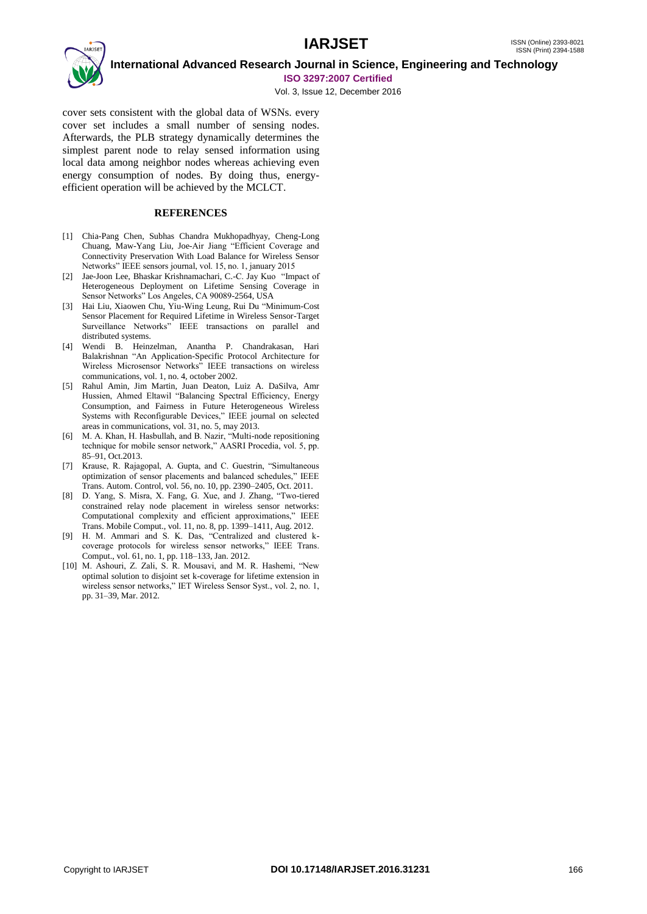cover sets consistent with the global data of WSNs. every cover set includes a small number of sensing nodes. Afterwards, the PLB strategy dynamically determines the simplest parent node to relay sensed information using local data among neighbor nodes whereas achieving even energy consumption of nodes. By doing thus, energy-efficient operation will be achieved by the MCLCT.

## REFERENCES

[1] Chia-Pang Chen, Subhas Chandra Mukhopadhyay, Cheng-Long Chuang, Maw-Yang Liu, Joe-Air Jiang "Efficient Coverage and Connectivity Preservation With Load Balance for Wireless Sensor Networks" IEEE sensors journal, vol. 15, no. 1, january 2015

[2] Jae-Joon Lee, Bhaskar Krishnamachari, C.-C. Jay Kuo "Impact of Heterogeneous Deployment on Lifetime Sensing Coverage in Sensor Networks" Los Angeles, CA 90089-2564, USA

[3] Hai Liu, Xiaowen Chu, Yiu-Wing Leung, Rui Du "Minimum-Cost Sensor Placement for Required Lifetime in Wireless Sensor-Target Surveillance Networks" IEEE transactions on parallel and distributed systems.

[4] Wendi B. Heinzelman, Anantha P. Chandrakasan, Hari Balakrishnan "An Application-Specific Protocol Architecture for Wireless Microsensor Networks" IEEE transactions on wireless communications, vol. 1, no. 4, october 2002.

[5] Rahul Amin, Jim Martin, Juan Deaton, Luiz A. DaSilva, Amr Hussien, Ahmed Eltawil "Balancing Spectral Efficiency, Energy Consumption, and Fairness in Future Heterogeneous Wireless Systems with Reconfigurable Devices," IEEE journal on selected areas in communications, vol. 31, no. 5, may 2013.

[6] M. A. Khan, H. Hasbullah, and B. Nazir, "Multi-node repositioning technique for mobile sensor network," AASRI Procedia, vol. 5, pp. 85–91, Oct.2013.

[7] Krause, R. Rajagopal, A. Gupta, and C. Guestrin, "Simultaneous optimization of sensor placements and balanced schedules," IEEE Trans. Autom. Control, vol. 56, no. 10, pp. 2390–2405, Oct. 2011.

[8] D. Yang, S. Misra, X. Fang, G. Xue, and J. Zhang, "Two-tiered constrained relay node placement in wireless sensor networks: Computational complexity and efficient approximations," IEEE Trans. Mobile Comput., vol. 11, no. 8, pp. 1399–1411, Aug. 2012.

[9] H. M. Ammari and S. K. Das, "Centralized and clustered k-coverage protocols for wireless sensor networks," IEEE Trans. Comput., vol. 61, no. 1, pp. 118–133, Jan. 2012.

[10] M. Ashouri, Z. Zali, S. R. Mousavi, and M. R. Hashemi, "New optimal solution to disjoint set k-coverage for lifetime extension in wireless sensor networks," IET Wireless Sensor Syst., vol. 2, no. 1, pp. 31–39, Mar. 2012.